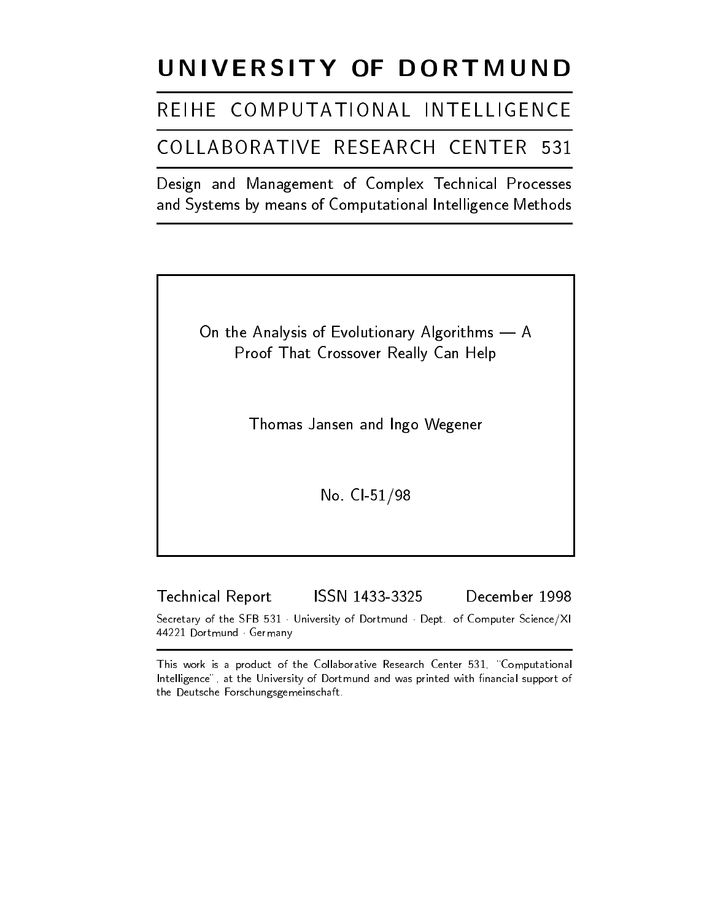# UNIVERSITY OF DORTMUND

## REIHE COMPUTATIONAL INTELLIGENCE

## COLLABORATIVE RESEARCH CENTER 531

Design and Management of Complex Technical Processes and Systems by means of Computational Intelligence Methods

On the Analysis of Evolutionary Algorithms — A Proof That Crossover Really Can Help

Thomas Jansen and Ingo Wegener

No. CI-51/98

Technical Report ISSN 1433-3325 December 1998

Secretary of the SFB 531 · University of Dortmund · Dept. of Computer Science/XI
44221 Dortmund · Germany

This work is a product of the Collaborative Research Center 531, "Computational Intelligence", at the University of Dortmund and was printed with financial support of the Deutsche Forschungsgemeinschaft.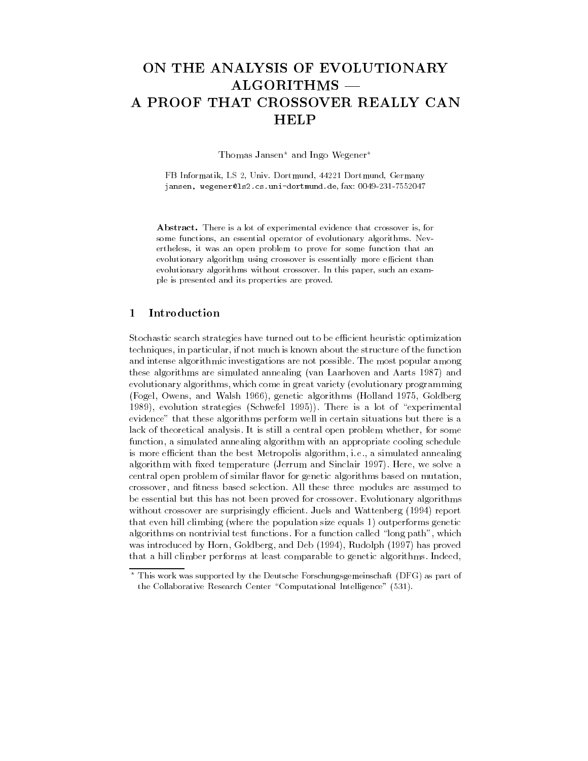# ON THE ANALYSIS OF EVOLUTIONARY ALGORITHMS — A PROOF THAT CROSSOVER REALLY CAN HELP

Thomas Jansen* and Ingo Wegener*

FB Informatik, LS 2, Univ. Dortmund, 44221 Dortmund, Germany
jansen, wegener@ls2.cs.uni-dortmund.de, fax: 0049-231-7552047

**Abstract.** There is a lot of experimental evidence that crossover is, for some functions, an essential operator of evolutionary algorithms. Nevertheless, it was an open problem to prove for some function that an evolutionary algorithm using crossover is essentially more efficient than evolutionary algorithms without crossover. In this paper, such an example is presented and its properties are proved.

## 1 Introduction

Stochastic search strategies have turned out to be efficient heuristic optimization techniques, in particular, if not much is known about the structure of the function and intense algorithmic investigations are not possible. The most popular among these algorithms are simulated annealing (van Laarhoven and Aarts 1987) and evolutionary algorithms, which come in great variety (evolutionary programming (Fogel, Owens, and Walsh 1966), genetic algorithms (Holland 1975, Goldberg 1989), evolution strategies (Schwefel 1995)). There is a lot of "experimental evidence" that these algorithms perform well in certain situations but there is a lack of theoretical analysis. It is still a central open problem whether, for some function, a simulated annealing algorithm with an appropriate cooling schedule is more efficient than the best Metropolis algorithm, i.e., a simulated annealing algorithm with fixed temperature (Jerrum and Sinclair 1997). Here, we solve a central open problem of similar flavor for genetic algorithms based on mutation, crossover, and fitness based selection. All these three modules are assumed to be essential but this has not been proved for crossover. Evolutionary algorithms without crossover are surprisingly efficient. Juels and Wattenberg (1994) report that even hill climbing (where the population size equals 1) outperforms genetic algorithms on nontrivial test functions. For a function called "long path", which was introduced by Horn, Goldberg, and Deb (1994), Rudolph (1997) has proved that a hill climber performs at least comparable to genetic algorithms. Indeed,

* This work was supported by the Deutsche Forschungsgemeinschaft (DFG) as part of the Collaborative Research Center "Computational Intelligence" (531).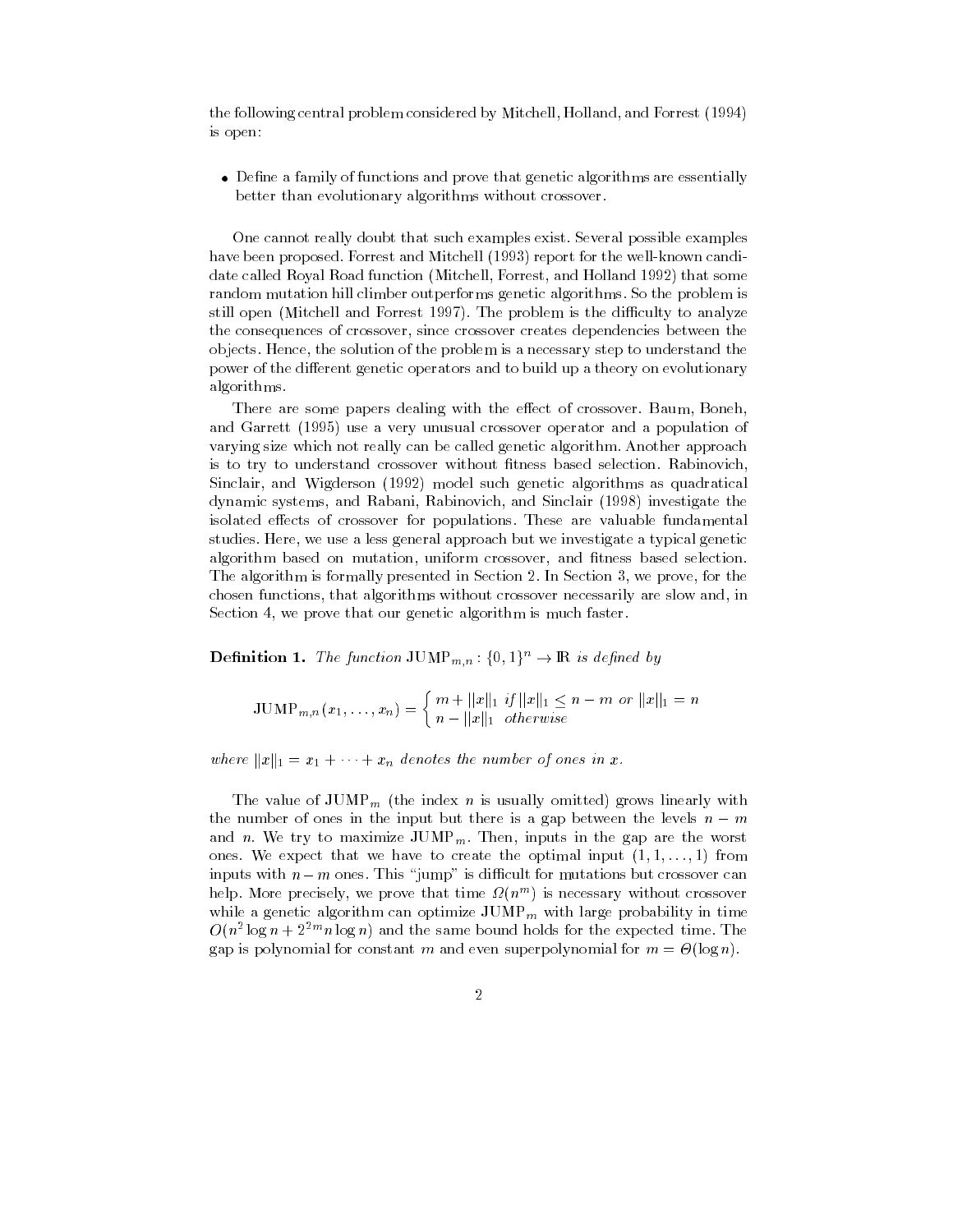the following central problem considered by Mitchell, Holland, and Forrest (1994) is open:

- Define a family of functions and prove that genetic algorithms are essentially better than evolutionary algorithms without crossover.

One cannot really doubt that such examples exist. Several possible examples have been proposed. Forrest and Mitchell (1993) report for the well-known candidate called Royal Road function (Mitchell, Forrest, and Holland 1992) that some random mutation hill climber outperforms genetic algorithms. So the problem is still open (Mitchell and Forrest 1997). The problem is the difficulty to analyze the consequences of crossover, since crossover creates dependencies between the objects. Hence, the solution of the problem is a necessary step to understand the power of the different genetic operators and to build up a theory on evolutionary algorithms.

There are some papers dealing with the effect of crossover. Baum, Boneh, and Garrett (1995) use a very unusual crossover operator and a population of varying size which not really can be called genetic algorithm. Another approach is to try to understand crossover without fitness based selection. Rabinovich, Sinclair, and Wigderson (1992) model such genetic algorithms as quadratical dynamic systems, and Rabani, Rabinovich, and Sinclair (1998) investigate the isolated effects of crossover for populations. These are valuable fundamental studies. Here, we use a less general approach but we investigate a typical genetic algorithm based on mutation, uniform crossover, and fitness based selection. The algorithm is formally presented in Section 2. In Section 3, we prove, for the chosen functions, that algorithms without crossover necessarily are slow and, in Section 4, we prove that our genetic algorithm is much faster.

**Definition 1.** *The function* $\mathrm{JUMP}_{m,n}: \{0,1\}^n \rightarrow \mathbb{R}$ *is defined by*

$$\mathrm{JUMP}_{m,n}(x_1,\ldots,x_n) = \begin{cases} m + \|x\|_1 & \text{if } \|x\|_1 \le n-m \text{ or } \|x\|_1 = n \\ n - \|x\|_1 & \text{otherwise} \end{cases}$$

*where* $\|x\|_1 = x_1 + \cdots + x_n$ *denotes the number of ones in* $x$.

The value of $\mathrm{JUMP}_m$ (the index $n$ is usually omitted) grows linearly with the number of ones in the input but there is a gap between the levels $n-m$ and $n$. We try to maximize $\mathrm{JUMP}_m$. Then, inputs in the gap are the worst ones. We expect that we have to create the optimal input $(1,1,\ldots,1)$ from inputs with $n-m$ ones. This "jump" is difficult for mutations but crossover can help. More precisely, we prove that time $\Omega(n^m)$ is necessary without crossover while a genetic algorithm can optimize $\mathrm{JUMP}_m$ with large probability in time $O(n^2 \log n + 2^{2m} n \log n)$ and the same bound holds for the expected time. The gap is polynomial for constant $m$ and even superpolynomial for $m = \Theta(\log n)$.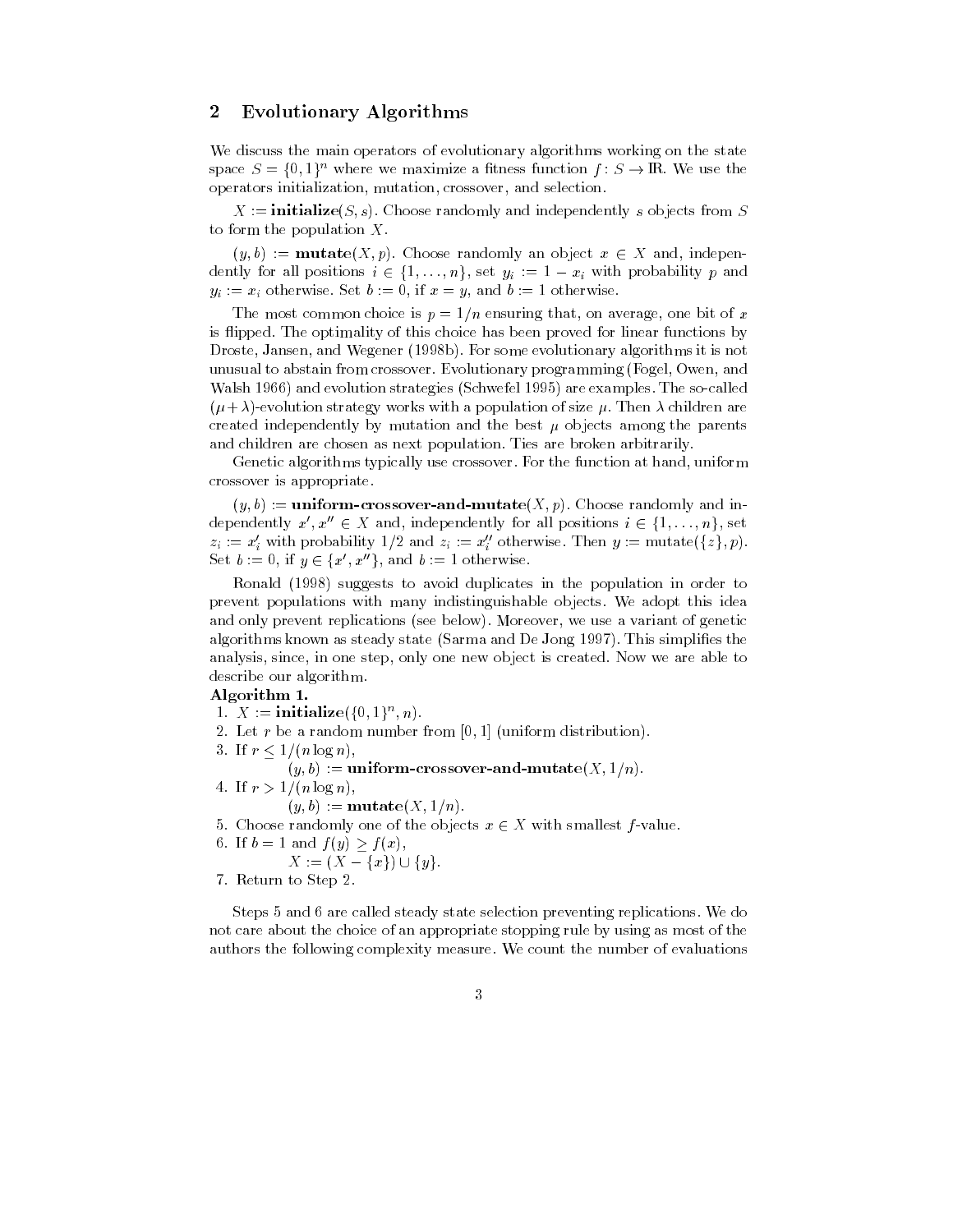## 2 Evolutionary Algorithms

We discuss the main operators of evolutionary algorithms working on the state space $S = \{0,1\}^n$ where we maximize a fitness function $f\colon S \to \mathbb{R}$. We use the operators initialization, mutation, crossover, and selection.

$X :=$ **initialize**$(S, s)$. Choose randomly and independently $s$ objects from $S$ to form the population $X$.

$(y, b) :=$ **mutate**$(X, p)$. Choose randomly an object $x \in X$ and, independently for all positions $i \in \{1, \ldots, n\}$, set $y_i := 1 - x_i$ with probability $p$ and $y_i := x_i$ otherwise. Set $b := 0$, if $x = y$, and $b := 1$ otherwise.

The most common choice is $p = 1/n$ ensuring that, on average, one bit of $x$ is flipped. The optimality of this choice has been proved for linear functions by Droste, Jansen, and Wegener (1998b). For some evolutionary algorithms it is not unusual to abstain from crossover. Evolutionary programming (Fogel, Owen, and Walsh 1966) and evolution strategies (Schwefel 1995) are examples. The so-called $(\mu+\lambda)$-evolution strategy works with a population of size $\mu$. Then $\lambda$ children are created independently by mutation and the best $\mu$ objects among the parents and children are chosen as next population. Ties are broken arbitrarily.

Genetic algorithms typically use crossover. For the function at hand, uniform crossover is appropriate.

$(y, b) :=$ **uniform-crossover-and-mutate**$(X, p)$. Choose randomly and independently $x', x'' \in X$ and, independently for all positions $i \in \{1, \ldots, n\}$, set $z_i := x'_i$ with probability $1/2$ and $z_i := x''_i$ otherwise. Then $y := \text{mutate}(\{z\}, p)$. Set $b := 0$, if $y \in \{x', x''\}$, and $b := 1$ otherwise.

Ronald (1998) suggests to avoid duplicates in the population in order to prevent populations with many indistinguishable objects. We adopt this idea and only prevent replications (see below). Moreover, we use a variant of genetic algorithms known as steady state (Sarma and De Jong 1997). This simplifies the analysis, since, in one step, only one new object is created. Now we are able to describe our algorithm.

**Algorithm 1.**

1. $X :=$ **initialize**$(\{0,1\}^n, n)$.
2. Let $r$ be a random number from $[0,1]$ (uniform distribution).
3. If $r \leq 1/(n \log n)$,
   $(y, b) :=$ **uniform-crossover-and-mutate**$(X, 1/n)$.
4. If $r > 1/(n \log n)$,
   $(y, b) :=$ **mutate**$(X, 1/n)$.
5. Choose randomly one of the objects $x \in X$ with smallest $f$-value.
6. If $b = 1$ and $f(y) \geq f(x)$,
   $X := (X - \{x\}) \cup \{y\}$.
7. Return to Step 2.

Steps 5 and 6 are called steady state selection preventing replications. We do not care about the choice of an appropriate stopping rule by using as most of the authors the following complexity measure. We count the number of evaluations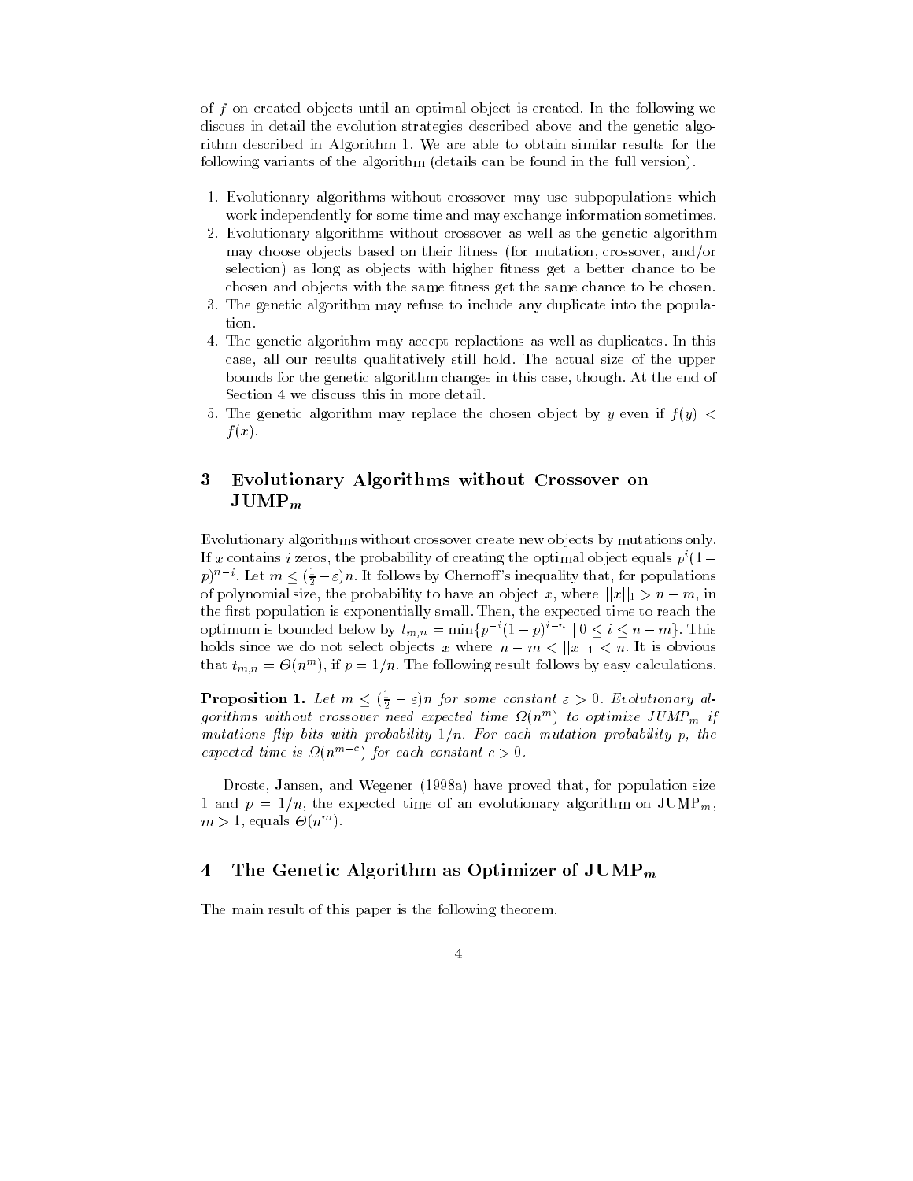of $f$ on created objects until an optimal object is created. In the following we discuss in detail the evolution strategies described above and the genetic algorithm described in Algorithm 1. We are able to obtain similar results for the following variants of the algorithm (details can be found in the full version).

1. Evolutionary algorithms without crossover may use subpopulations which work independently for some time and may exchange information sometimes.
2. Evolutionary algorithms without crossover as well as the genetic algorithm may choose objects based on their fitness (for mutation, crossover, and/or selection) as long as objects with higher fitness get a better chance to be chosen and objects with the same fitness get the same chance to be chosen.
3. The genetic algorithm may refuse to include any duplicate into the population.
4. The genetic algorithm may accept replactions as well as duplicates. In this case, all our results qualitatively still hold. The actual size of the upper bounds for the genetic algorithm changes in this case, though. At the end of Section 4 we discuss this in more detail.
5. The genetic algorithm may replace the chosen object by $y$ even if $f(y) < f(x)$.

## 3 Evolutionary Algorithms without Crossover on JUMP$_m$

Evolutionary algorithms without crossover create new objects by mutations only. If $x$ contains $i$ zeros, the probability of creating the optimal object equals $p^i(1-p)^{n-i}$. Let $m \le (\frac{1}{2}-\varepsilon)n$. It follows by Chernoff's inequality that, for populations of polynomial size, the probability to have an object $x$, where $||x||_1 > n-m$, in the first population is exponentially small. Then, the expected time to reach the optimum is bounded below by $t_{m,n} = \min\{p^{-i}(1-p)^{i-n} \mid 0 \le i \le n-m\}$. This holds since we do not select objects $x$ where $n-m < ||x||_1 < n$. It is obvious that $t_{m,n} = \Theta(n^m)$, if $p = 1/n$. The following result follows by easy calculations.

**Proposition 1.** *Let $m \le (\frac{1}{2}-\varepsilon)n$ for some constant $\varepsilon > 0$. Evolutionary algorithms without crossover need expected time $\Omega(n^m)$ to optimize JUMP$_m$ if mutations flip bits with probability $1/n$. For each mutation probability $p$, the expected time is $\Omega(n^{m-c})$ for each constant $c > 0$.*

Droste, Jansen, and Wegener (1998a) have proved that, for population size 1 and $p = 1/n$, the expected time of an evolutionary algorithm on JUMP$_m$, $m > 1$, equals $\Theta(n^m)$.

## 4 The Genetic Algorithm as Optimizer of JUMP$_m$

The main result of this paper is the following theorem.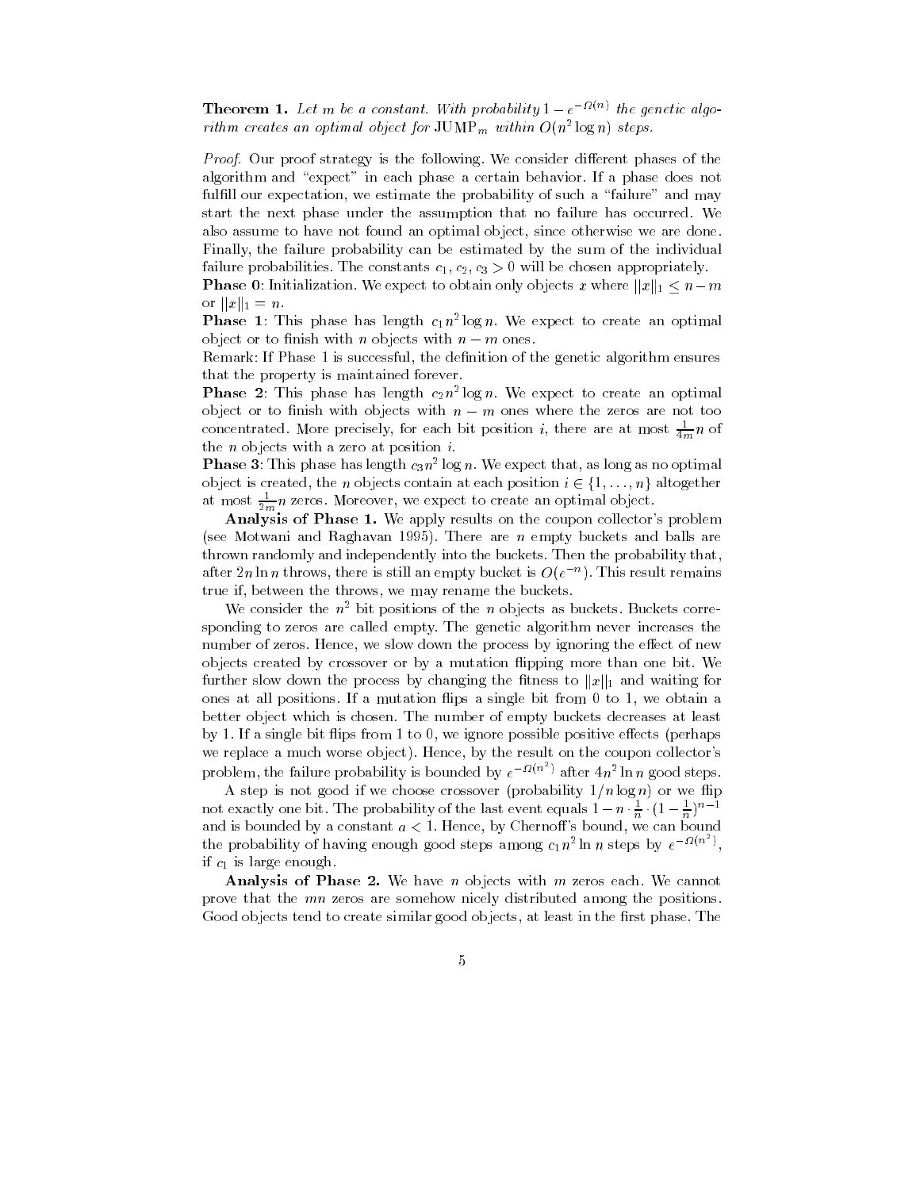**Theorem 1.** *Let $m$ be a constant. With probability $1 - e^{-\Omega(n)}$ the genetic algorithm creates an optimal object for $\mathrm{JUMP}_m$ within $O(n^2 \log n)$ steps.*

*Proof.* Our proof strategy is the following. We consider different phases of the algorithm and "expect" in each phase a certain behavior. If a phase does not fulfill our expectation, we estimate the probability of such a "failure" and may start the next phase under the assumption that no failure has occurred. We also assume to have not found an optimal object, since otherwise we are done. Finally, the failure probability can be estimated by the sum of the individual failure probabilities. The constants $c_1, c_2, c_3 > 0$ will be chosen appropriately.

**Phase 0**: Initialization. We expect to obtain only objects $x$ where $\|x\|_1 \leq n - m$ or $\|x\|_1 = n$.

**Phase 1**: This phase has length $c_1 n^2 \log n$. We expect to create an optimal object or to finish with $n$ objects with $n - m$ ones.

Remark: If Phase 1 is successful, the definition of the genetic algorithm ensures that the property is maintained forever.

**Phase 2**: This phase has length $c_2 n^2 \log n$. We expect to create an optimal object or to finish with objects with $n - m$ ones where the zeros are not too concentrated. More precisely, for each bit position $i$, there are at most $\frac{1}{4m}n$ of the $n$ objects with a zero at position $i$.

**Phase 3**: This phase has length $c_3 n^2 \log n$. We expect that, as long as no optimal object is created, the $n$ objects contain at each position $i \in \{1, \ldots, n\}$ altogether at most $\frac{1}{2m}n$ zeros. Moreover, we expect to create an optimal object.

**Analysis of Phase 1.** We apply results on the coupon collector's problem (see Motwani and Raghavan 1995). There are $n$ empty buckets and balls are thrown randomly and independently into the buckets. Then the probability that, after $2n \ln n$ throws, there is still an empty bucket is $O(e^{-n})$. This result remains true if, between the throws, we may rename the buckets.

We consider the $n^2$ bit positions of the $n$ objects as buckets. Buckets corresponding to zeros are called empty. The genetic algorithm never increases the number of zeros. Hence, we slow down the process by ignoring the effect of new objects created by crossover or by a mutation flipping more than one bit. We further slow down the process by changing the fitness to $\|x\|_1$ and waiting for ones at all positions. If a mutation flips a single bit from 0 to 1, we obtain a better object which is chosen. The number of empty buckets decreases at least by 1. If a single bit flips from 1 to 0, we ignore possible positive effects (perhaps we replace a much worse object). Hence, by the result on the coupon collector's problem, the failure probability is bounded by $e^{-\Omega(n^2)}$ after $4n^2 \ln n$ good steps.

A step is not good if we choose crossover (probability $1/n \log n$) or we flip not exactly one bit. The probability of the last event equals $1 - n \cdot \frac{1}{n} \cdot (1 - \frac{1}{n})^{n-1}$ and is bounded by a constant $a < 1$. Hence, by Chernoff's bound, we can bound the probability of having enough good steps among $c_1 n^2 \ln n$ steps by $e^{-\Omega(n^2)}$, if $c_1$ is large enough.

**Analysis of Phase 2.** We have $n$ objects with $m$ zeros each. We cannot prove that the $mn$ zeros are somehow nicely distributed among the positions. Good objects tend to create similar good objects, at least in the first phase. The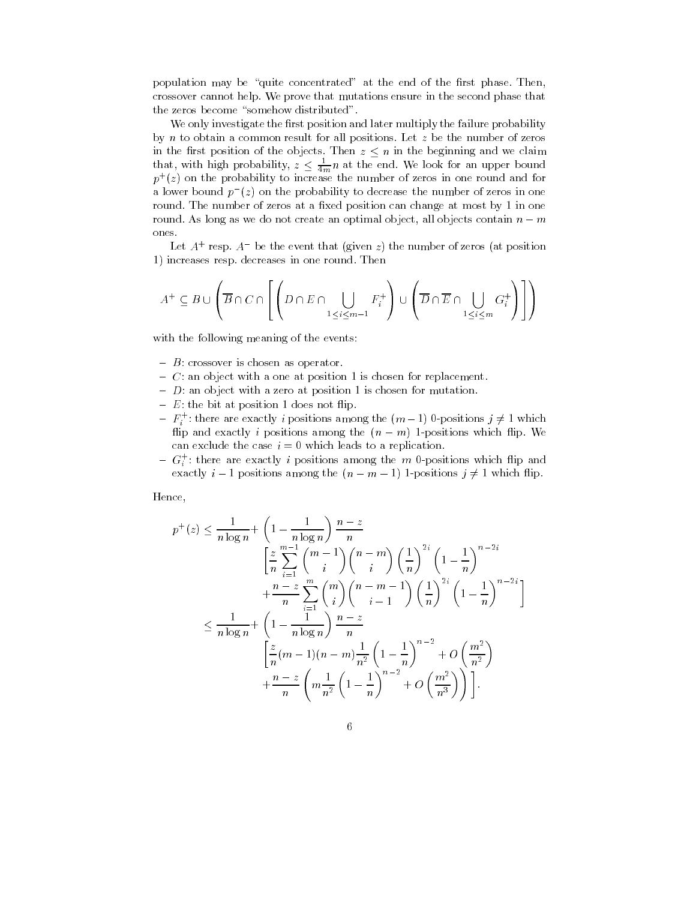population may be "quite concentrated" at the end of the first phase. Then, crossover cannot help. We prove that mutations ensure in the second phase that the zeros become "somehow distributed".

We only investigate the first position and later multiply the failure probability by $n$ to obtain a common result for all positions. Let $z$ be the number of zeros in the first position of the objects. Then $z \leq n$ in the beginning and we claim that, with high probability, $z \leq \frac{1}{4m}n$ at the end. We look for an upper bound $p^+(z)$ on the probability to increase the number of zeros in one round and for a lower bound $p^-(z)$ on the probability to decrease the number of zeros in one round. The number of zeros at a fixed position can change at most by 1 in one round. As long as we do not create an optimal object, all objects contain $n-m$ ones.

Let $A^+$ resp. $A^-$ be the event that (given $z$) the number of zeros (at position 1) increases resp. decreases in one round. Then

$$A^+ \subseteq B \cup \left( \overline{B} \cap C \cap \left[ \left( D \cap E \cap \bigcup_{1 \leq i \leq m-1} F_i^+ \right) \cup \left( \overline{D} \cap \overline{E} \cap \bigcup_{1 \leq i \leq m} G_i^+ \right) \right] \right)$$

with the following meaning of the events:

- $B$: crossover is chosen as operator.
- $C$: an object with a one at position 1 is chosen for replacement.
- $D$: an object with a zero at position 1 is chosen for mutation.
- $E$: the bit at position 1 does not flip.
- $F_i^+$: there are exactly $i$ positions among the $(m-1)$ 0-positions $j \neq 1$ which flip and exactly $i$ positions among the $(n-m)$ 1-positions which flip. We can exclude the case $i=0$ which leads to a replication.
- $G_i^+$: there are exactly $i$ positions among the $m$ 0-positions which flip and exactly $i-1$ positions among the $(n-m-1)$ 1-positions $j \neq 1$ which flip.

Hence,

$$\begin{aligned}
p^+(z) \leq\ & \frac{1}{n \log n} + \left(1 - \frac{1}{n \log n}\right) \frac{n-z}{n} \\
& \left[ \frac{z}{n} \sum_{i=1}^{m-1} \binom{m-1}{i} \binom{n-m}{i} \left(\frac{1}{n}\right)^{2i} \left(1 - \frac{1}{n}\right)^{n-2i} \right. \\
& \left. + \frac{n-z}{n} \sum_{i=1}^{m} \binom{m}{i} \binom{n-m-1}{i-1} \left(\frac{1}{n}\right)^{2i} \left(1 - \frac{1}{n}\right)^{n-2i} \right] \\
\leq\ & \frac{1}{n \log n} + \left(1 - \frac{1}{n \log n}\right) \frac{n-z}{n} \\
& \left[ \frac{z}{n}(m-1)(n-m)\frac{1}{n^2}\left(1 - \frac{1}{n}\right)^{n-2} + O\left(\frac{m^2}{n^2}\right) \right. \\
& \left. + \frac{n-z}{n} \left( m \frac{1}{n^2} \left(1 - \frac{1}{n}\right)^{n-2} + O\left(\frac{m^2}{n^3}\right) \right) \right].
\end{aligned}$$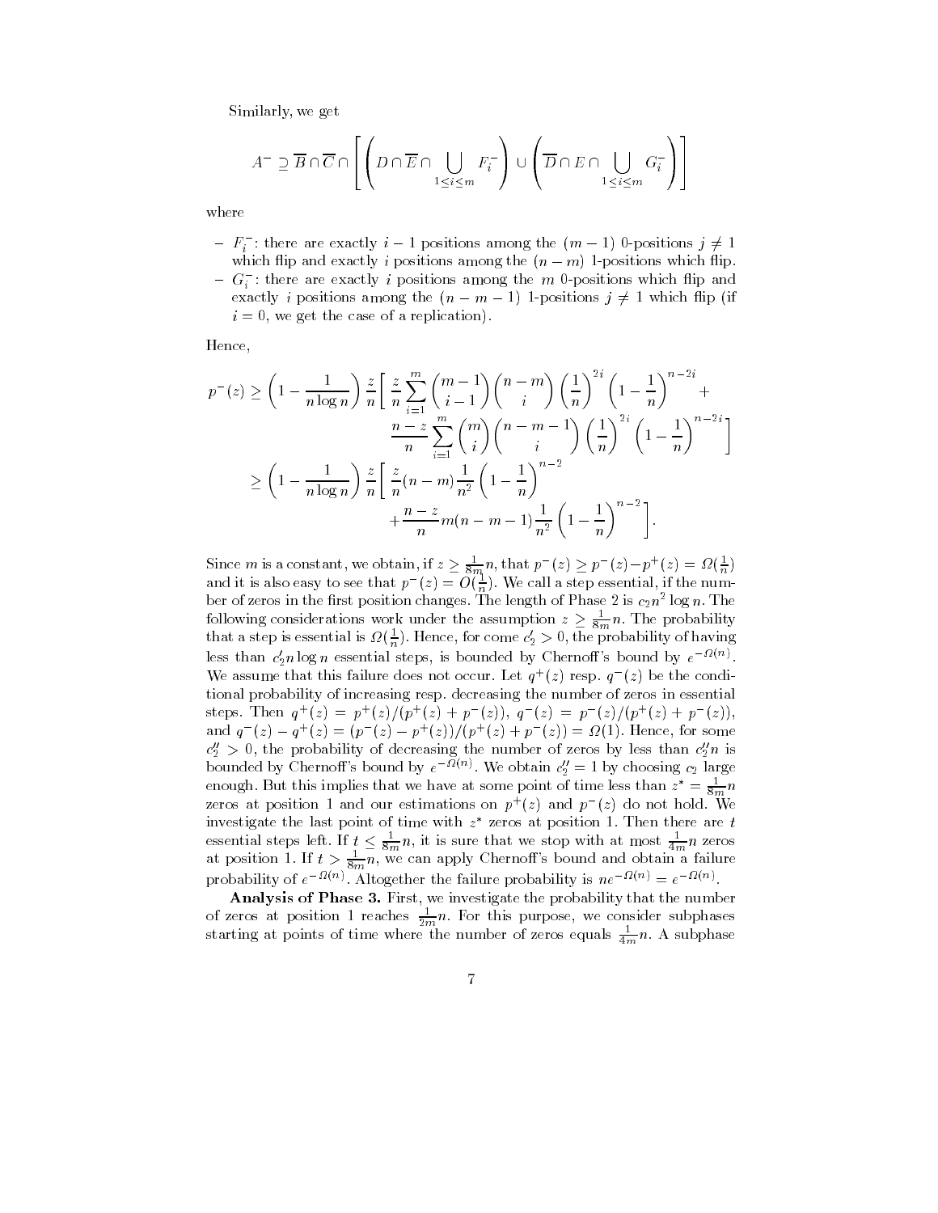Similarly, we get

$$A^- \supseteq \overline{B} \cap \overline{C} \cap \left[ \left( D \cap \overline{E} \cap \bigcup_{1 \le i \le m} F_i^- \right) \cup \left( \overline{D} \cap E \cap \bigcup_{1 \le i \le m} G_i^- \right) \right]$$

where

- $F_i^-$: there are exactly $i-1$ positions among the $(m-1)$ 0-positions $j \neq 1$ which flip and exactly $i$ positions among the $(n-m)$ 1-positions which flip.
- $G_i^-$: there are exactly $i$ positions among the $m$ 0-positions which flip and exactly $i$ positions among the $(n-m-1)$ 1-positions $j \neq 1$ which flip (if $i = 0$, we get the case of a replication).

Hence,

$$\begin{aligned}
p^-(z) \ge \left(1 - \frac{1}{n \log n}\right) \frac{z}{n} \Bigg[ & \frac{z}{n} \sum_{i=1}^{m} \binom{m-1}{i-1} \binom{n-m}{i} \left(\frac{1}{n}\right)^{2i} \left(1 - \frac{1}{n}\right)^{n-2i} + \\
& \frac{n-z}{n} \sum_{i=1}^{m} \binom{m}{i} \binom{n-m-1}{i} \left(\frac{1}{n}\right)^{2i} \left(1 - \frac{1}{n}\right)^{n-2i} \Bigg] \\
\ge \left(1 - \frac{1}{n \log n}\right) \frac{z}{n} \Bigg[ & \frac{z}{n}(n-m) \frac{1}{n^2} \left(1 - \frac{1}{n}\right)^{n-2} \\
& + \frac{n-z}{n} m(n-m-1) \frac{1}{n^2} \left(1 - \frac{1}{n}\right)^{n-2} \Bigg].
\end{aligned}$$

Since $m$ is a constant, we obtain, if $z \ge \frac{1}{8m}n$, that $p^-(z) \ge p^-(z) - p^+(z) = \Omega(\frac{1}{n})$ and it is also easy to see that $p^-(z) = O(\frac{1}{n})$. We call a step essential, if the number of zeros in the first position changes. The length of Phase 2 is $c_2 n^2 \log n$. The following considerations work under the assumption $z \ge \frac{1}{8m}n$. The probability that a step is essential is $\Omega(\frac{1}{n})$. Hence, for come $c_2' > 0$, the probability of having less than $c_2' n \log n$ essential steps, is bounded by Chernoff's bound by $e^{-\Omega(n)}$. We assume that this failure does not occur. Let $q^+(z)$ resp. $q^-(z)$ be the conditional probability of increasing resp. decreasing the number of zeros in essential steps. Then $q^+(z) = p^+(z)/(p^+(z) + p^-(z))$, $q^-(z) = p^-(z)/(p^+(z) + p^-(z))$, and $q^-(z) - q^+(z) = (p^-(z) - p^+(z))/(p^+(z) + p^-(z)) = \Omega(1)$. Hence, for some $c_2'' > 0$, the probability of decreasing the number of zeros by less than $c_2'' n$ is bounded by Chernoff's bound by $e^{-\Omega(n)}$. We obtain $c_2'' = 1$ by choosing $c_2$ large enough. But this implies that we have at some point of time less than $z^* = \frac{1}{8m}n$ zeros at position 1 and our estimations on $p^+(z)$ and $p^-(z)$ do not hold. We investigate the last point of time with $z^*$ zeros at position 1. Then there are $t$ essential steps left. If $t \le \frac{1}{8m}n$, it is sure that we stop with at most $\frac{1}{4m}n$ zeros at position 1. If $t > \frac{1}{8m}n$, we can apply Chernoff's bound and obtain a failure probability of $e^{-\Omega(n)}$. Altogether the failure probability is $ne^{-\Omega(n)} = e^{-\Omega(n)}$.

**Analysis of Phase 3.** First, we investigate the probability that the number of zeros at position 1 reaches $\frac{1}{2m}n$. For this purpose, we consider subphases starting at points of time where the number of zeros equals $\frac{1}{4m}n$. A subphase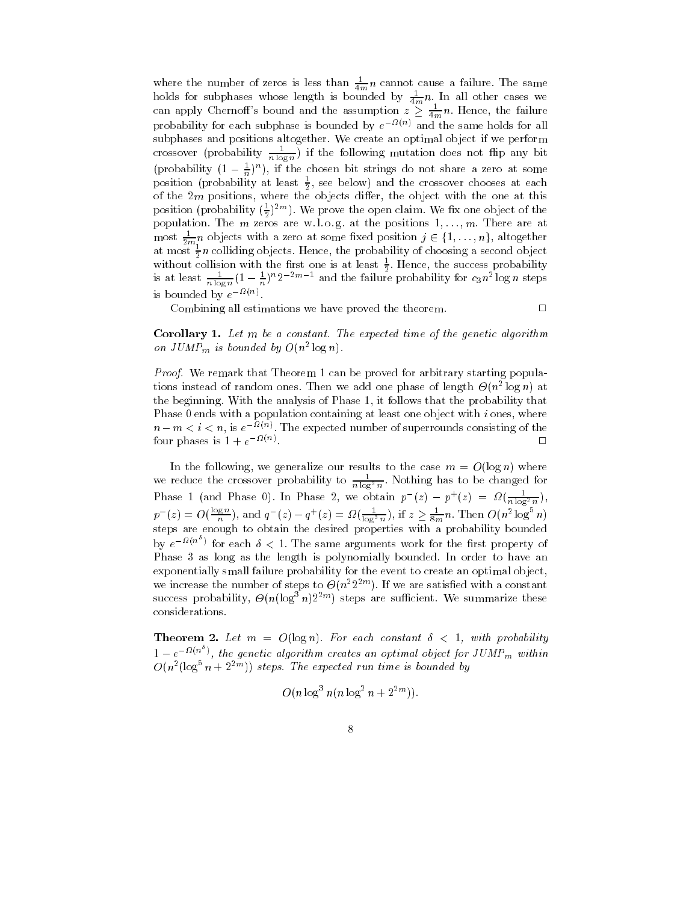where the number of zeros is less than $\frac{1}{4m}n$ cannot cause a failure. The same holds for subphases whose length is bounded by $\frac{1}{4m}n$. In all other cases we can apply Chernoff's bound and the assumption $z \geq \frac{1}{4m}n$. Hence, the failure probability for each subphase is bounded by $e^{-\Omega(n)}$ and the same holds for all subphases and positions altogether. We create an optimal object if we perform crossover (probability $\frac{1}{n \log n}$) if the following mutation does not flip any bit (probability $(1-\frac{1}{n})^n$), if the chosen bit strings do not share a zero at some position (probability at least $\frac{1}{2}$, see below) and the crossover chooses at each of the $2m$ positions, where the objects differ, the object with the one at this position (probability $(\frac{1}{2})^{2m}$). We prove the open claim. We fix one object of the population. The $m$ zeros are w.l.o.g. at the positions $1, \ldots, m$. There are at most $\frac{1}{2m}n$ objects with a zero at some fixed position $j \in \{1, \ldots, n\}$, altogether at most $\frac{1}{2}n$ colliding objects. Hence, the probability of choosing a second object without collision with the first one is at least $\frac{1}{2}$. Hence, the success probability is at least $\frac{1}{n \log n}(1-\frac{1}{n})^n 2^{-2m-1}$ and the failure probability for $c_3 n^2 \log n$ steps is bounded by $e^{-\Omega(n)}$.

Combining all estimations we have proved the theorem. □

**Corollary 1.** *Let $m$ be a constant. The expected time of the genetic algorithm on $JUMP_m$ is bounded by $O(n^2 \log n)$.*

*Proof.* We remark that Theorem 1 can be proved for arbitrary starting populations instead of random ones. Then we add one phase of length $\Theta(n^2 \log n)$ at the beginning. With the analysis of Phase 1, it follows that the probability that Phase 0 ends with a population containing at least one object with $i$ ones, where $n - m < i < n$, is $e^{-\Omega(n)}$. The expected number of superrounds consisting of the four phases is $1 + e^{-\Omega(n)}$. □

In the following, we generalize our results to the case $m = O(\log n)$ where we reduce the crossover probability to $\frac{1}{n \log^3 n}$. Nothing has to be changed for Phase 1 (and Phase 0). In Phase 2, we obtain $p^-(z) - p^+(z) = \Omega(\frac{1}{n \log^2 n})$, $p^-(z) = O(\frac{\log n}{n})$, and $q^-(z) - q^+(z) = \Omega(\frac{1}{\log^3 n})$, if $z \geq \frac{1}{8m}n$. Then $O(n^2 \log^5 n)$ steps are enough to obtain the desired properties with a probability bounded by $e^{-\Omega(n^\delta)}$ for each $\delta < 1$. The same arguments work for the first property of Phase 3 as long as the length is polynomially bounded. In order to have an exponentially small failure probability for the event to create an optimal object, we increase the number of steps to $\Theta(n^2 2^{2m})$. If we are satisfied with a constant success probability, $\Theta(n(\log^3 n)2^{2m})$ steps are sufficient. We summarize these considerations.

**Theorem 2.** *Let $m = O(\log n)$. For each constant $\delta < 1$, with probability $1 - e^{-\Omega(n^\delta)}$, the genetic algorithm creates an optimal object for $JUMP_m$ within $O(n^2(\log^5 n + 2^{2m}))$ steps. The expected run time is bounded by*

$$O(n \log^3 n(n \log^2 n + 2^{2m})).$$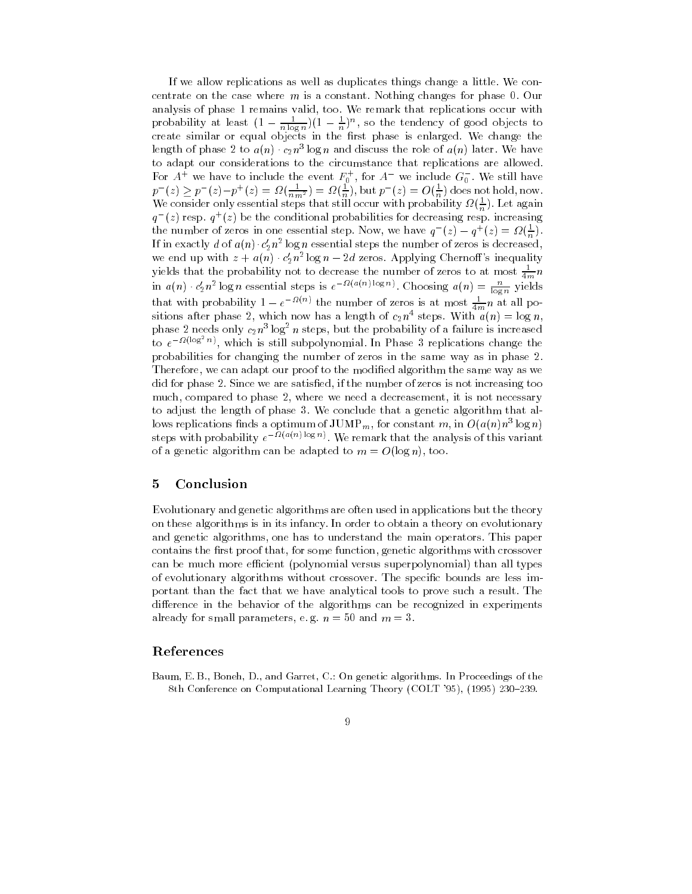If we allow replications as well as duplicates things change a little. We concentrate on the case where $m$ is a constant. Nothing changes for phase 0. Our analysis of phase 1 remains valid, too. We remark that replications occur with probability at least $(1 - \frac{1}{n \log n})(1 - \frac{1}{n})^n$, so the tendency of good objects to create similar or equal objects in the first phase is enlarged. We change the length of phase 2 to $a(n) \cdot c_2 n^3 \log n$ and discuss the role of $a(n)$ later. We have to adapt our considerations to the circumstance that replications are allowed. For $A^+$ we have to include the event $F_0^+$, for $A^-$ we include $G_0^-$. We still have $p^-(z) \geq p^-(z) - p^+(z) = \Omega(\frac{1}{n m^2}) = \Omega(\frac{1}{n})$, but $p^-(z) = O(\frac{1}{n})$ does not hold, now. We consider only essential steps that still occur with probability $\Omega(\frac{1}{n})$. Let again $q^-(z)$ resp. $q^+(z)$ be the conditional probabilities for decreasing resp. increasing the number of zeros in one essential step. Now, we have $q^-(z) - q^+(z) = \Omega(\frac{1}{n})$. If in exactly $d$ of $a(n) \cdot c_2' n^2 \log n$ essential steps the number of zeros is decreased, we end up with $z + a(n) \cdot c_2' n^2 \log n - 2d$ zeros. Applying Chernoff's inequality yields that the probability not to decrease the number of zeros to at most $\frac{1}{4m} n$ in $a(n) \cdot c_2' n^2 \log n$ essential steps is $e^{-\Omega(a(n) \log n)}$. Choosing $a(n) = \frac{n}{\log n}$ yields that with probability $1 - e^{-\Omega(n)}$ the number of zeros is at most $\frac{1}{4m} n$ at all positions after phase 2, which now has a length of $c_2 n^4$ steps. With $a(n) = \log n$, phase 2 needs only $c_2 n^3 \log^2 n$ steps, but the probability of a failure is increased to $e^{-\Omega(\log^2 n)}$, which is still subpolynomial. In Phase 3 replications change the probabilities for changing the number of zeros in the same way as in phase 2. Therefore, we can adapt our proof to the modified algorithm the same way as we did for phase 2. Since we are satisfied, if the number of zeros is not increasing too much, compared to phase 2, where we need a decreasement, it is not necessary to adjust the length of phase 3. We conclude that a genetic algorithm that allows replications finds a optimum of $\text{JUMP}_m$, for constant $m$, in $O(a(n) n^3 \log n)$ steps with probability $e^{-\Omega(a(n) \log n)}$. We remark that the analysis of this variant of a genetic algorithm can be adapted to $m = O(\log n)$, too.

## 5 Conclusion

Evolutionary and genetic algorithms are often used in applications but the theory on these algorithms is in its infancy. In order to obtain a theory on evolutionary and genetic algorithms, one has to understand the main operators. This paper contains the first proof that, for some function, genetic algorithms with crossover can be much more efficient (polynomial versus superpolynomial) than all types of evolutionary algorithms without crossover. The specific bounds are less important than the fact that we have analytical tools to prove such a result. The difference in the behavior of the algorithms can be recognized in experiments already for small parameters, e. g. $n = 50$ and $m = 3$.

## References

Baum, E. B., Boneh, D., and Garret, C.: On genetic algorithms. In Proceedings of the 8th Conference on Computational Learning Theory (COLT '95), (1995) 230–239.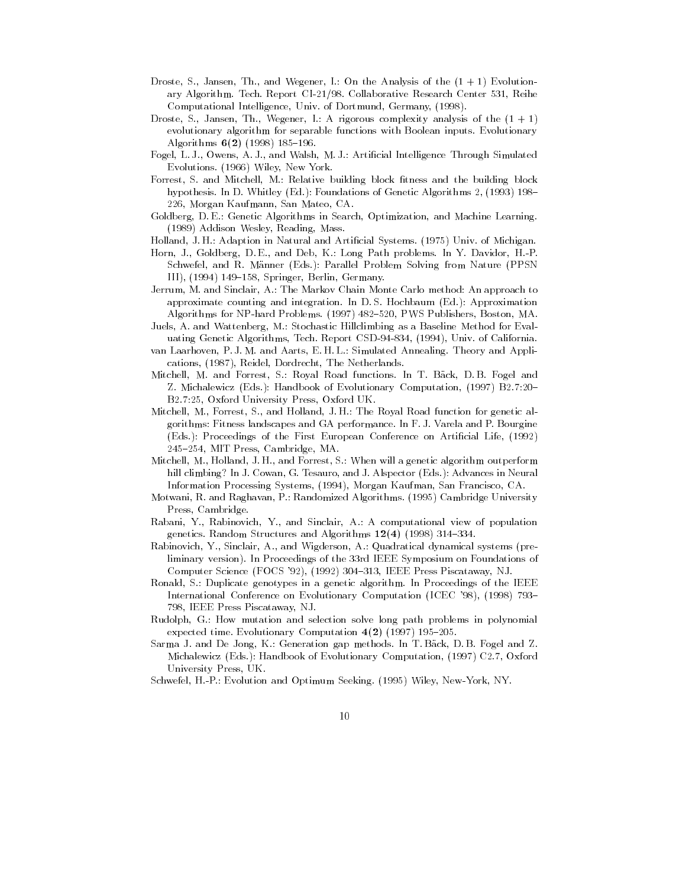Droste, S., Jansen, Th., and Wegener, I.: On the Analysis of the $(1 + 1)$ Evolutionary Algorithm. Tech. Report CI-21/98. Collaborative Research Center 531, Reihe Computational Intelligence, Univ. of Dortmund, Germany, (1998).

Droste, S., Jansen, Th., Wegener, I.: A rigorous complexity analysis of the $(1 + 1)$ evolutionary algorithm for separable functions with Boolean inputs. Evolutionary Algorithms **6(2)** (1998) 185–196.

Fogel, L. J., Owens, A. J., and Walsh, M. J.: Artificial Intelligence Through Simulated Evolutions. (1966) Wiley, New York.

Forrest, S. and Mitchell, M.: Relative building block fitness and the building block hypothesis. In D. Whitley (Ed.): Foundations of Genetic Algorithms 2, (1993) 198–226, Morgan Kaufmann, San Mateo, CA.

Goldberg, D. E.: Genetic Algorithms in Search, Optimization, and Machine Learning. (1989) Addison Wesley, Reading, Mass.

Holland, J. H.: Adaption in Natural and Artificial Systems. (1975) Univ. of Michigan.

Horn, J., Goldberg, D.E., and Deb, K.: Long Path problems. In Y. Davidor, H.-P. Schwefel, and R. Männer (Eds.): Parallel Problem Solving from Nature (PPSN III), (1994) 149–158, Springer, Berlin, Germany.

Jerrum, M. and Sinclair, A.: The Markov Chain Monte Carlo method: An approach to approximate counting and integration. In D. S. Hochbaum (Ed.): Approximation Algorithms for NP-hard Problems. (1997) 482–520, PWS Publishers, Boston, MA.

Juels, A. and Wattenberg, M.: Stochastic Hillclimbing as a Baseline Method for Evaluating Genetic Algorithms, Tech. Report CSD-94-834, (1994), Univ. of California.

van Laarhoven, P. J. M. and Aarts, E. H. L.: Simulated Annealing. Theory and Applications, (1987), Reidel, Dordrecht, The Netherlands.

Mitchell, M. and Forrest, S.: Royal Road functions. In T. Bäck, D. B. Fogel and Z. Michalewicz (Eds.): Handbook of Evolutionary Computation, (1997) B2.7:20–B2.7:25, Oxford University Press, Oxford UK.

Mitchell, M., Forrest, S., and Holland, J. H.: The Royal Road function for genetic algorithms: Fitness landscapes and GA performance. In F. J. Varela and P. Bourgine (Eds.): Proceedings of the First European Conference on Artificial Life, (1992) 245–254, MIT Press, Cambridge, MA.

Mitchell, M., Holland, J. H., and Forrest, S.: When will a genetic algorithm outperform hill climbing? In J. Cowan, G. Tesauro, and J. Alspector (Eds.): Advances in Neural Information Processing Systems, (1994), Morgan Kaufman, San Francisco, CA.

Motwani, R. and Raghavan, P.: Randomized Algorithms. (1995) Cambridge University Press, Cambridge.

Rabani, Y., Rabinovich, Y., and Sinclair, A.: A computational view of population genetics. Random Structures and Algorithms **12(4)** (1998) 314–334.

Rabinovich, Y., Sinclair, A., and Wigderson, A.: Quadratical dynamical systems (preliminary version). In Proceedings of the 33rd IEEE Symposium on Foundations of Computer Science (FOCS '92), (1992) 304–313, IEEE Press Piscataway, NJ.

Ronald, S.: Duplicate genotypes in a genetic algorithm. In Proceedings of the IEEE International Conference on Evolutionary Computation (ICEC '98), (1998) 793–798, IEEE Press Piscataway, NJ.

Rudolph, G.: How mutation and selection solve long path problems in polynomial expected time. Evolutionary Computation **4(2)** (1997) 195–205.

Sarma J. and De Jong, K.: Generation gap methods. In T. Bäck, D. B. Fogel and Z. Michalewicz (Eds.): Handbook of Evolutionary Computation, (1997) C2.7, Oxford University Press, UK.

Schwefel, H.-P.: Evolution and Optimum Seeking. (1995) Wiley, New-York, NY.